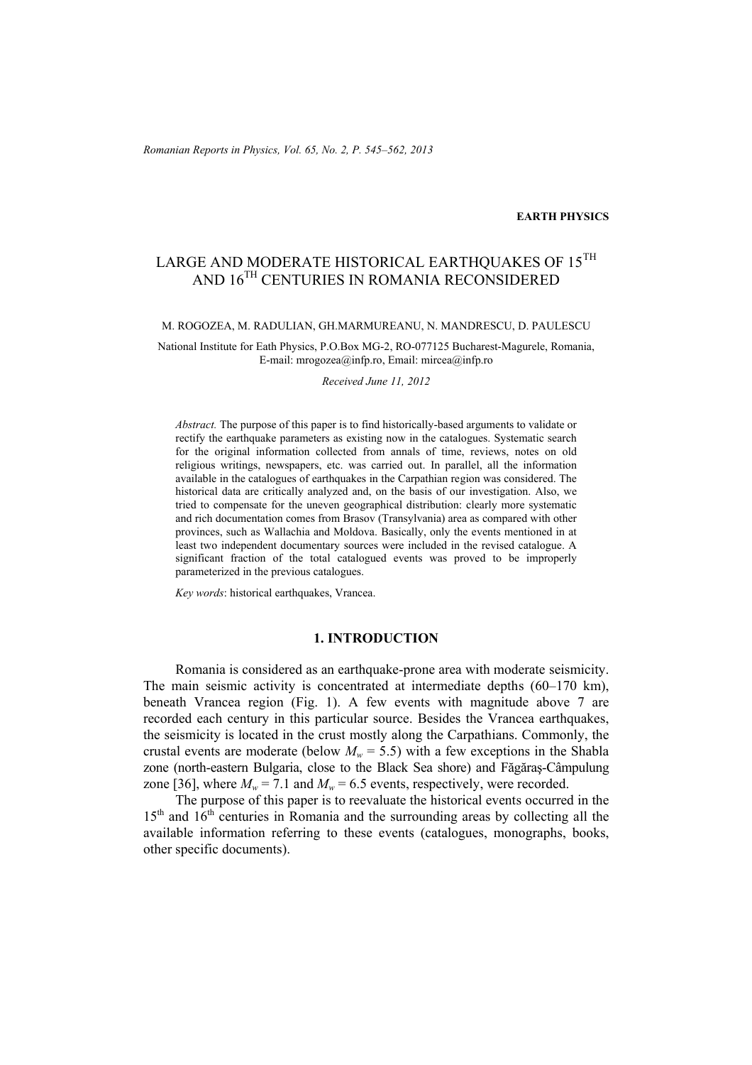**EARTH PHYSICS**

# LARGE AND MODERATE HISTORICAL EARTHQUAKES OF 15TH AND 16TH CENTURIES IN ROMANIA RECONSIDERED

M. ROGOZEA, M. RADULIAN, GH.MARMUREANU, N. MANDRESCU, D. PAULESCU

National Institute for Eath Physics, P.O.Box MG-2, RO-077125 Bucharest-Magurele, Romania, E-mail: mrogozea@infp.ro, Email: mircea@infp.ro

*Received June 11, 2012*

*Abstract.* The purpose of this paper is to find historically-based arguments to validate or rectify the earthquake parameters as existing now in the catalogues. Systematic search for the original information collected from annals of time, reviews, notes on old religious writings, newspapers, etc. was carried out. In parallel, all the information available in the catalogues of earthquakes in the Carpathian region was considered. The historical data are critically analyzed and, on the basis of our investigation. Also, we tried to compensate for the uneven geographical distribution: clearly more systematic and rich documentation comes from Brasov (Transylvania) area as compared with other provinces, such as Wallachia and Moldova. Basically, only the events mentioned in at least two independent documentary sources were included in the revised catalogue. A significant fraction of the total catalogued events was proved to be improperly parameterized in the previous catalogues.

*Key words*: historical earthquakes, Vrancea.

## 1. INTRODUCTION

Romania is considered as an earthquake-prone area with moderate seismicity. The main seismic activity is concentrated at intermediate depths (60–170 km), beneath Vrancea region (Fig. 1). A few events with magnitude above 7 are recorded each century in this particular source. Besides the Vrancea earthquakes, the seismicity is located in the crust mostly along the Carpathians. Commonly, the crustal events are moderate (below $M_w = 5.5$) with a few exceptions in the Shabla zone (north-eastern Bulgaria, close to the Black Sea shore) and Făgăraș-Câmpulung zone [36], where $M_w = 7.1$ and $M_w = 6.5$ events, respectively, were recorded.

The purpose of this paper is to reevaluate the historical events occurred in the 15th and 16th centuries in Romania and the surrounding areas by collecting all the available information referring to these events (catalogues, monographs, books, other specific documents).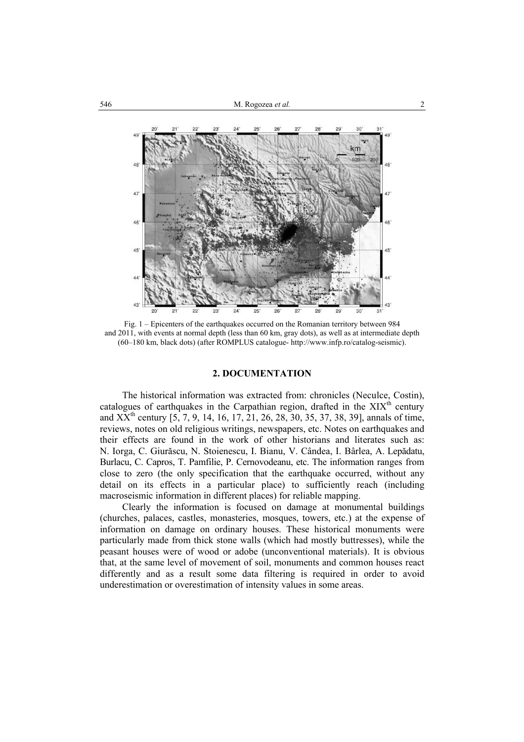Fig. 1 – Epicenters of the earthquakes occurred on the Romanian territory between 984 and 2011, with events at normal depth (less than 60 km, gray dots), as well as at intermediate depth (60–180 km, black dots) (after ROMPLUS catalogue- http://www.infp.ro/catalog-seismic).

## 2. DOCUMENTATION

The historical information was extracted from: chronicles (Neculce, Costin), catalogues of earthquakes in the Carpathian region, drafted in the XIX[th] century and XX[th] century [5, 7, 9, 14, 16, 17, 21, 26, 28, 30, 35, 37, 38, 39], annals of time, reviews, notes on old religious writings, newspapers, etc. Notes on earthquakes and their effects are found in the work of other historians and literates such as: N. Iorga, C. Giurăscu, N. Stoienescu, I. Bianu, V. Cândea, I. Bârlea, A. Lepădatu, Burlacu, C. Capros, T. Pamfilie, P. Cernovodeanu, etc. The information ranges from close to zero (the only specification that the earthquake occurred, without any detail on its effects in a particular place) to sufficiently reach (including macroseismic information in different places) for reliable mapping.

Clearly the information is focused on damage at monumental buildings (churches, palaces, castles, monasteries, mosques, towers, etc.) at the expense of information on damage on ordinary houses. These historical monuments were particularly made from thick stone walls (which had mostly buttresses), while the peasant houses were of wood or adobe (unconventional materials). It is obvious that, at the same level of movement of soil, monuments and common houses react differently and as a result some data filtering is required in order to avoid underestimation or overestimation of intensity values in some areas.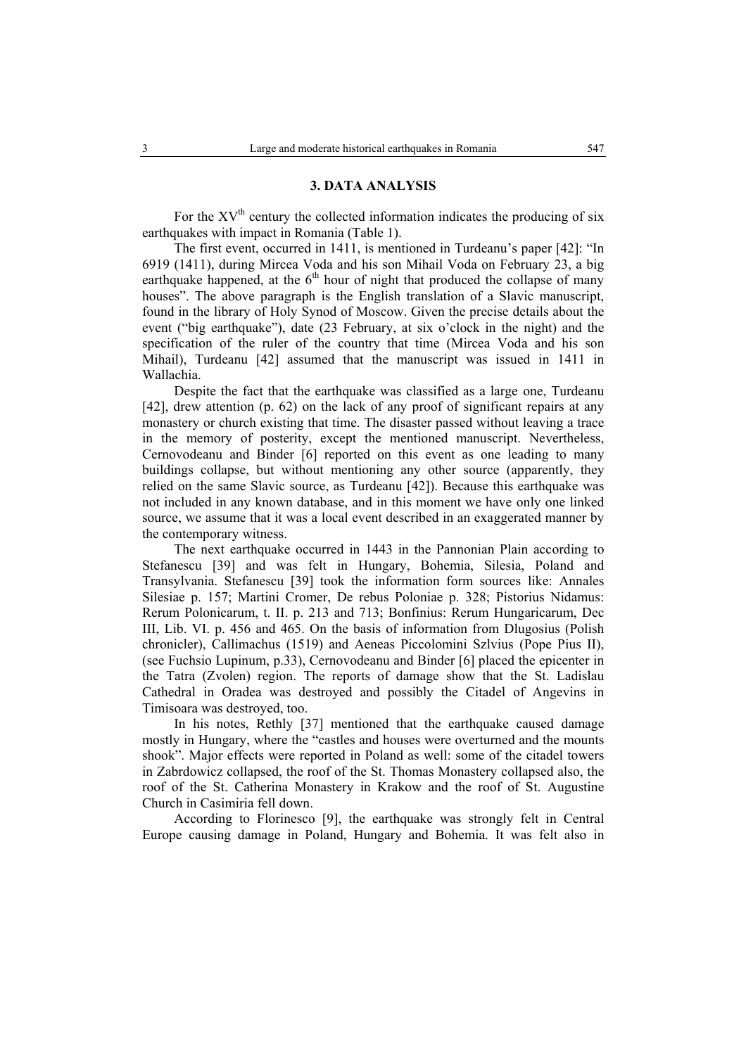## 3. DATA ANALYSIS

For the XV$^{th}$ century the collected information indicates the producing of six earthquakes with impact in Romania (Table 1).

The first event, occurred in 1411, is mentioned in Turdeanu's paper [42]: "In 6919 (1411), during Mircea Voda and his son Mihail Voda on February 23, a big earthquake happened, at the 6$^{th}$ hour of night that produced the collapse of many houses". The above paragraph is the English translation of a Slavic manuscript, found in the library of Holy Synod of Moscow. Given the precise details about the event ("big earthquake"), date (23 February, at six o'clock in the night) and the specification of the ruler of the country that time (Mircea Voda and his son Mihail), Turdeanu [42] assumed that the manuscript was issued in 1411 in Wallachia.

Despite the fact that the earthquake was classified as a large one, Turdeanu [42], drew attention (p. 62) on the lack of any proof of significant repairs at any monastery or church existing that time. The disaster passed without leaving a trace in the memory of posterity, except the mentioned manuscript. Nevertheless, Cernovodeanu and Binder [6] reported on this event as one leading to many buildings collapse, but without mentioning any other source (apparently, they relied on the same Slavic source, as Turdeanu [42]). Because this earthquake was not included in any known database, and in this moment we have only one linked source, we assume that it was a local event described in an exaggerated manner by the contemporary witness.

The next earthquake occurred in 1443 in the Pannonian Plain according to Stefanescu [39] and was felt in Hungary, Bohemia, Silesia, Poland and Transylvania. Stefanescu [39] took the information form sources like: Annales Silesiae p. 157; Martini Cromer, De rebus Poloniae p. 328; Pistorius Nidamus: Rerum Polonicarum, t. II. p. 213 and 713; Bonfinius: Rerum Hungaricarum, Dec III, Lib. VI. p. 456 and 465. On the basis of information from Dlugosius (Polish chronicler), Callimachus (1519) and Aeneas Piccolomini Szlvius (Pope Pius II), (see Fuchsio Lupinum, p.33), Cernovodeanu and Binder [6] placed the epicenter in the Tatra (Zvolen) region. The reports of damage show that the St. Ladislau Cathedral in Oradea was destroyed and possibly the Citadel of Angevins in Timisoara was destroyed, too.

In his notes, Rethly [37] mentioned that the earthquake caused damage mostly in Hungary, where the "castles and houses were overturned and the mounts shook". Major effects were reported in Poland as well: some of the citadel towers in Zabrdowicz collapsed, the roof of the St. Thomas Monastery collapsed also, the roof of the St. Catherina Monastery in Krakow and the roof of St. Augustine Church in Casimiria fell down.

According to Florinesco [9], the earthquake was strongly felt in Central Europe causing damage in Poland, Hungary and Bohemia. It was felt also in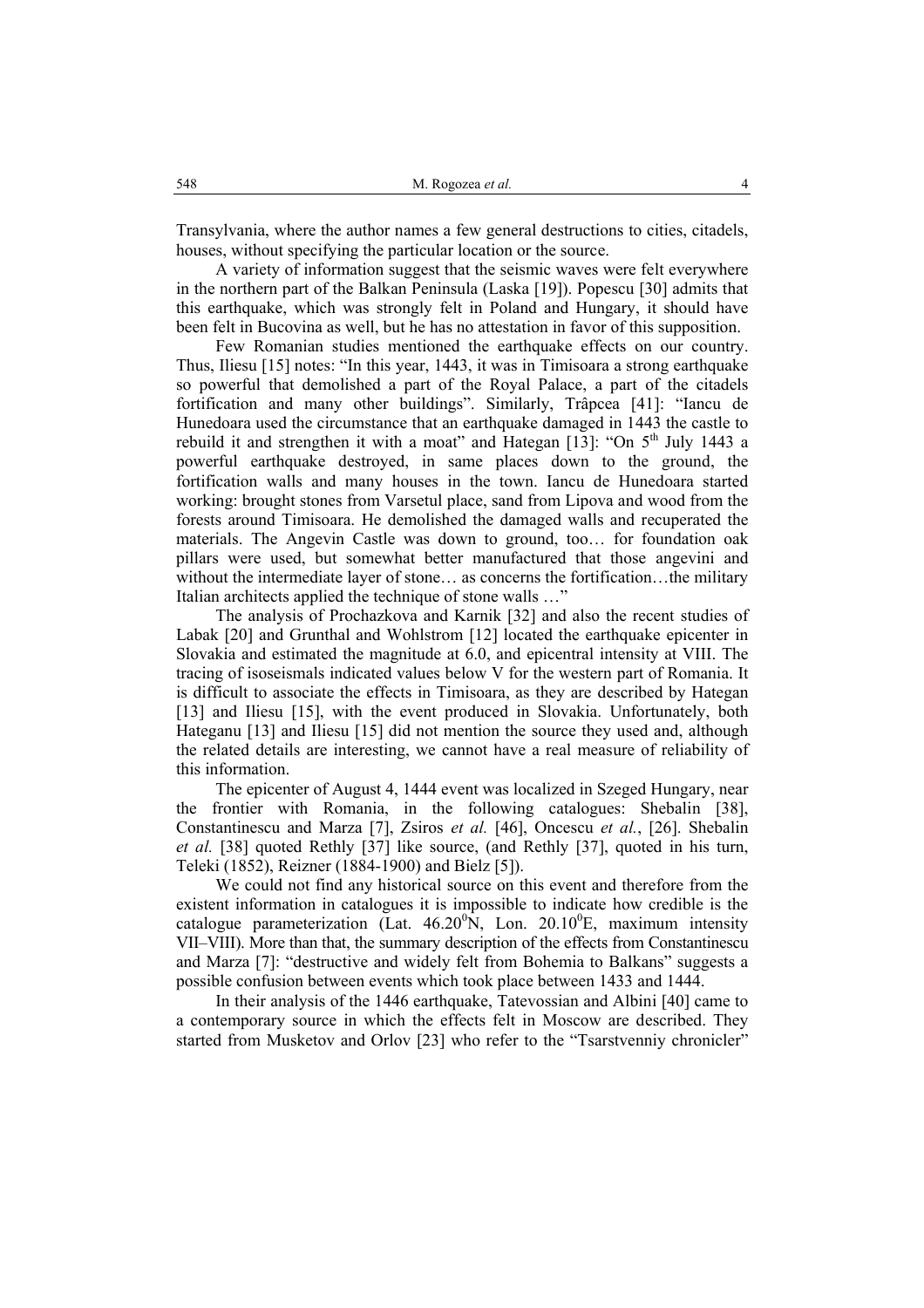Transylvania, where the author names a few general destructions to cities, citadels, houses, without specifying the particular location or the source.

A variety of information suggest that the seismic waves were felt everywhere in the northern part of the Balkan Peninsula (Laska [19]). Popescu [30] admits that this earthquake, which was strongly felt in Poland and Hungary, it should have been felt in Bucovina as well, but he has no attestation in favor of this supposition.

Few Romanian studies mentioned the earthquake effects on our country. Thus, Iliesu [15] notes: "In this year, 1443, it was in Timisoara a strong earthquake so powerful that demolished a part of the Royal Palace, a part of the citadels fortification and many other buildings". Similarly, Trâpcea [41]: "Iancu de Hunedoara used the circumstance that an earthquake damaged in 1443 the castle to rebuild it and strengthen it with a moat" and Hategan [13]: "On 5th July 1443 a powerful earthquake destroyed, in same places down to the ground, the fortification walls and many houses in the town. Iancu de Hunedoara started working: brought stones from Varsetul place, sand from Lipova and wood from the forests around Timisoara. He demolished the damaged walls and recuperated the materials. The Angevin Castle was down to ground, too… for foundation oak pillars were used, but somewhat better manufactured that those angevini and without the intermediate layer of stone… as concerns the fortification…the military Italian architects applied the technique of stone walls …"

The analysis of Prochazkova and Karnik [32] and also the recent studies of Labak [20] and Grunthal and Wohlstrom [12] located the earthquake epicenter in Slovakia and estimated the magnitude at 6.0, and epicentral intensity at VIII. The tracing of isoseismals indicated values below V for the western part of Romania. It is difficult to associate the effects in Timisoara, as they are described by Hategan [13] and Iliesu [15], with the event produced in Slovakia. Unfortunately, both Hateganu [13] and Iliesu [15] did not mention the source they used and, although the related details are interesting, we cannot have a real measure of reliability of this information.

The epicenter of August 4, 1444 event was localized in Szeged Hungary, near the frontier with Romania, in the following catalogues: Shebalin [38], Constantinescu and Marza [7], Zsiros *et al.* [46], Oncescu *et al.*, [26]. Shebalin *et al.* [38] quoted Rethly [37] like source, (and Rethly [37], quoted in his turn, Teleki (1852), Reizner (1884-1900) and Bielz [5]).

We could not find any historical source on this event and therefore from the existent information in catalogues it is impossible to indicate how credible is the catalogue parameterization (Lat. $46.20^0$N, Lon. $20.10^0$E, maximum intensity VII–VIII). More than that, the summary description of the effects from Constantinescu and Marza [7]: "destructive and widely felt from Bohemia to Balkans" suggests a possible confusion between events which took place between 1433 and 1444.

In their analysis of the 1446 earthquake, Tatevossian and Albini [40] came to a contemporary source in which the effects felt in Moscow are described. They started from Musketov and Orlov [23] who refer to the "Tsarstvenniy chronicler"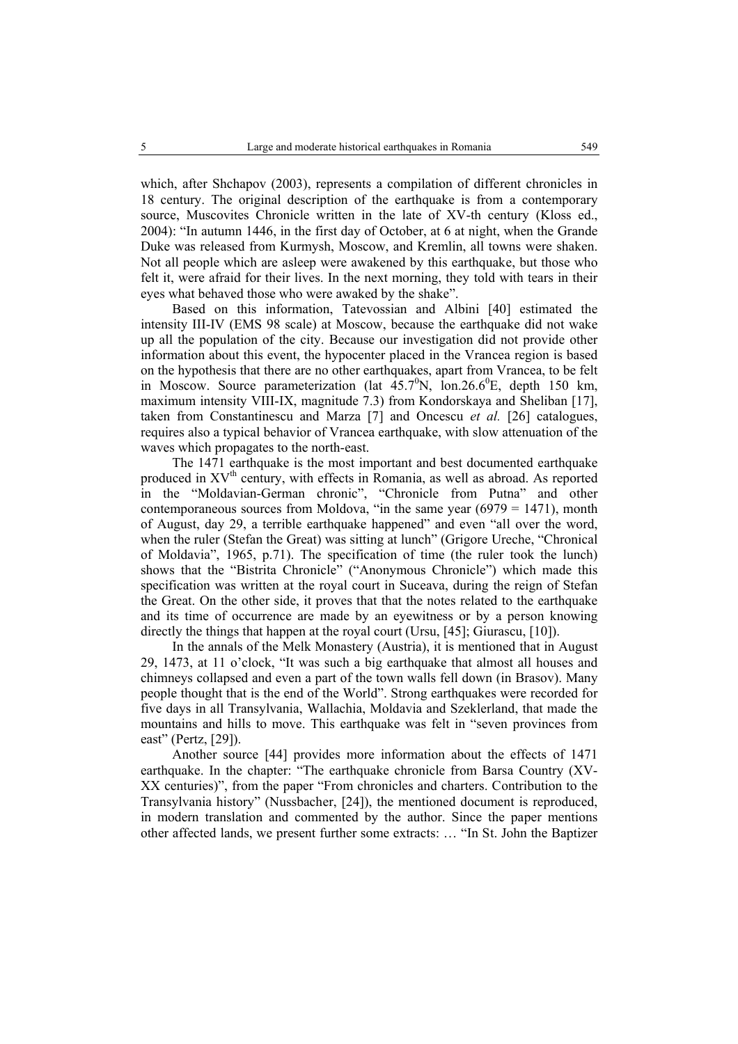which, after Shchapov (2003), represents a compilation of different chronicles in 18 century. The original description of the earthquake is from a contemporary source, Muscovites Chronicle written in the late of XV-th century (Kloss ed., 2004): "In autumn 1446, in the first day of October, at 6 at night, when the Grande Duke was released from Kurmysh, Moscow, and Kremlin, all towns were shaken. Not all people which are asleep were awakened by this earthquake, but those who felt it, were afraid for their lives. In the next morning, they told with tears in their eyes what behaved those who were awaked by the shake".

Based on this information, Tatevossian and Albini [40] estimated the intensity III-IV (EMS 98 scale) at Moscow, because the earthquake did not wake up all the population of the city. Because our investigation did not provide other information about this event, the hypocenter placed in the Vrancea region is based on the hypothesis that there are no other earthquakes, apart from Vrancea, to be felt in Moscow. Source parameterization (lat 45.7$^0$N, lon.26.6$^0$E, depth 150 km, maximum intensity VIII-IX, magnitude 7.3) from Kondorskaya and Sheliban [17], taken from Constantinescu and Marza [7] and Oncescu *et al.* [26] catalogues, requires also a typical behavior of Vrancea earthquake, with slow attenuation of the waves which propagates to the north-east.

The 1471 earthquake is the most important and best documented earthquake produced in XV$^{th}$ century, with effects in Romania, as well as abroad. As reported in the "Moldavian-German chronic", "Chronicle from Putna" and other contemporaneous sources from Moldova, "in the same year (6979 = 1471), month of August, day 29, a terrible earthquake happened" and even "all over the word, when the ruler (Stefan the Great) was sitting at lunch" (Grigore Ureche, "Chronical of Moldavia", 1965, p.71). The specification of time (the ruler took the lunch) shows that the "Bistrita Chronicle" ("Anonymous Chronicle") which made this specification was written at the royal court in Suceava, during the reign of Stefan the Great. On the other side, it proves that that the notes related to the earthquake and its time of occurrence are made by an eyewitness or by a person knowing directly the things that happen at the royal court (Ursu, [45]; Giurascu, [10]).

In the annals of the Melk Monastery (Austria), it is mentioned that in August 29, 1473, at 11 o'clock, "It was such a big earthquake that almost all houses and chimneys collapsed and even a part of the town walls fell down (in Brasov). Many people thought that is the end of the World". Strong earthquakes were recorded for five days in all Transylvania, Wallachia, Moldavia and Szeklerland, that made the mountains and hills to move. This earthquake was felt in "seven provinces from east" (Pertz, [29]).

Another source [44] provides more information about the effects of 1471 earthquake. In the chapter: "The earthquake chronicle from Barsa Country (XV-XX centuries)", from the paper "From chronicles and charters. Contribution to the Transylvania history" (Nussbacher, [24]), the mentioned document is reproduced, in modern translation and commented by the author. Since the paper mentions other affected lands, we present further some extracts: … "In St. John the Baptizer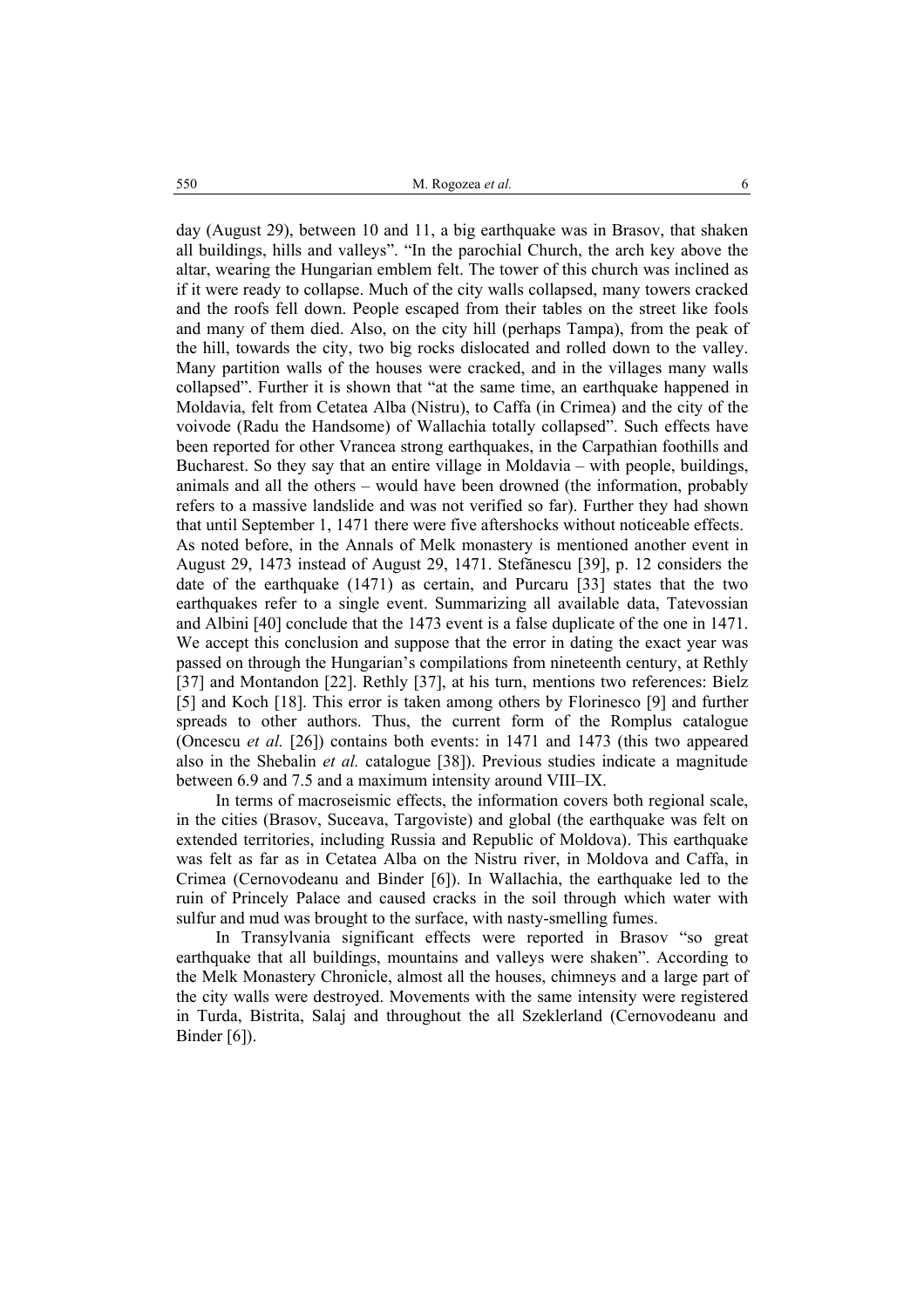day (August 29), between 10 and 11, a big earthquake was in Brasov, that shaken all buildings, hills and valleys". "In the parochial Church, the arch key above the altar, wearing the Hungarian emblem felt. The tower of this church was inclined as if it were ready to collapse. Much of the city walls collapsed, many towers cracked and the roofs fell down. People escaped from their tables on the street like fools and many of them died. Also, on the city hill (perhaps Tampa), from the peak of the hill, towards the city, two big rocks dislocated and rolled down to the valley. Many partition walls of the houses were cracked, and in the villages many walls collapsed". Further it is shown that "at the same time, an earthquake happened in Moldavia, felt from Cetatea Alba (Nistru), to Caffa (in Crimea) and the city of the voivode (Radu the Handsome) of Wallachia totally collapsed". Such effects have been reported for other Vrancea strong earthquakes, in the Carpathian foothills and Bucharest. So they say that an entire village in Moldavia – with people, buildings, animals and all the others – would have been drowned (the information, probably refers to a massive landslide and was not verified so far). Further they had shown that until September 1, 1471 there were five aftershocks without noticeable effects.
As noted before, in the Annals of Melk monastery is mentioned another event in August 29, 1473 instead of August 29, 1471. Stefănescu [39], p. 12 considers the date of the earthquake (1471) as certain, and Purcaru [33] states that the two earthquakes refer to a single event. Summarizing all available data, Tatevossian and Albini [40] conclude that the 1473 event is a false duplicate of the one in 1471. We accept this conclusion and suppose that the error in dating the exact year was passed on through the Hungarian's compilations from nineteenth century, at Rethly [37] and Montandon [22]. Rethly [37], at his turn, mentions two references: Bielz [5] and Koch [18]. This error is taken among others by Florinesco [9] and further spreads to other authors. Thus, the current form of the Romplus catalogue (Oncescu *et al.* [26]) contains both events: in 1471 and 1473 (this two appeared also in the Shebalin *et al.* catalogue [38]). Previous studies indicate a magnitude between 6.9 and 7.5 and a maximum intensity around VIII–IX.

In terms of macroseismic effects, the information covers both regional scale, in the cities (Brasov, Suceava, Targoviste) and global (the earthquake was felt on extended territories, including Russia and Republic of Moldova). This earthquake was felt as far as in Cetatea Alba on the Nistru river, in Moldova and Caffa, in Crimea (Cernovodeanu and Binder [6]). In Wallachia, the earthquake led to the ruin of Princely Palace and caused cracks in the soil through which water with sulfur and mud was brought to the surface, with nasty-smelling fumes.

In Transylvania significant effects were reported in Brasov "so great earthquake that all buildings, mountains and valleys were shaken". According to the Melk Monastery Chronicle, almost all the houses, chimneys and a large part of the city walls were destroyed. Movements with the same intensity were registered in Turda, Bistrita, Salaj and throughout the all Szeklerland (Cernovodeanu and Binder [6]).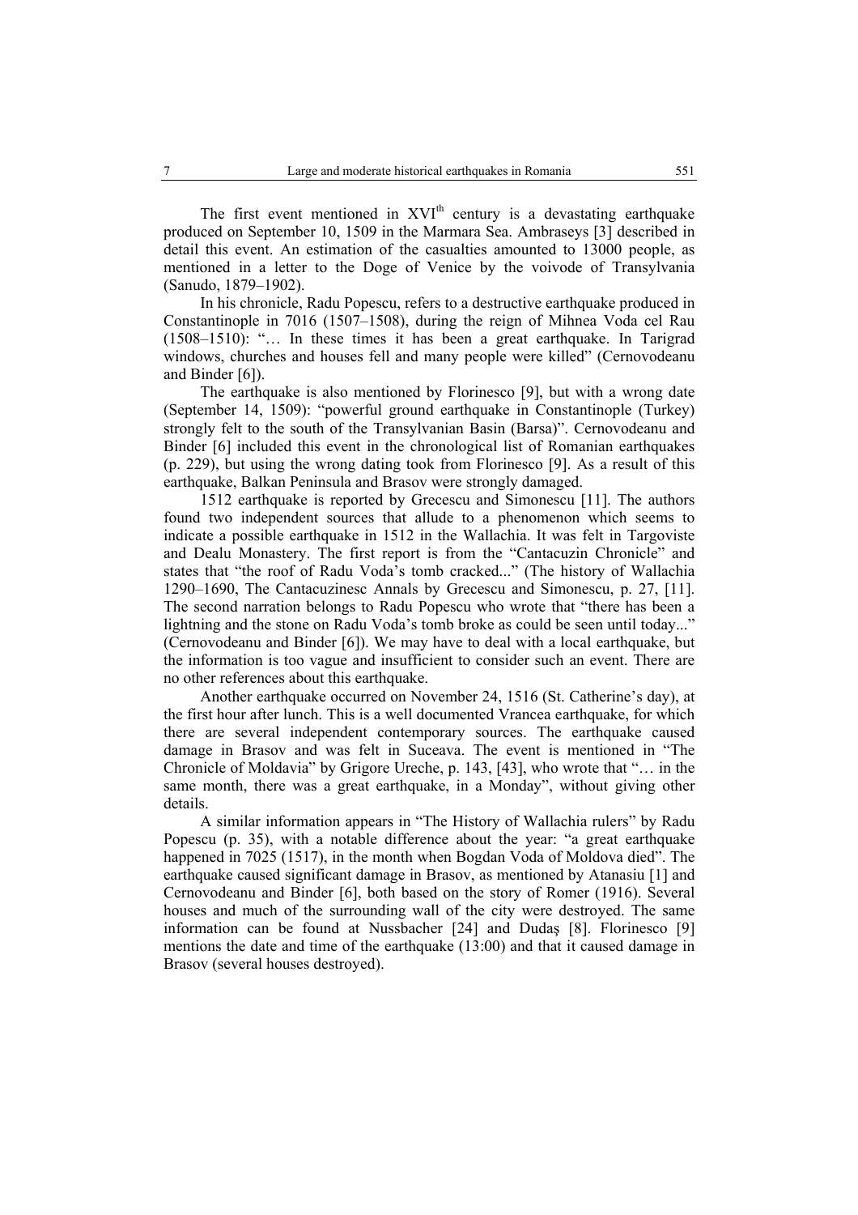The first event mentioned in XVI$^{th}$ century is a devastating earthquake produced on September 10, 1509 in the Marmara Sea. Ambraseys [3] described in detail this event. An estimation of the casualties amounted to 13000 people, as mentioned in a letter to the Doge of Venice by the voivode of Transylvania (Sanudo, 1879–1902).

In his chronicle, Radu Popescu, refers to a destructive earthquake produced in Constantinople in 7016 (1507–1508), during the reign of Mihnea Voda cel Rau (1508–1510): "… In these times it has been a great earthquake. In Tarigrad windows, churches and houses fell and many people were killed" (Cernovodeanu and Binder [6]).

The earthquake is also mentioned by Florinesco [9], but with a wrong date (September 14, 1509): "powerful ground earthquake in Constantinople (Turkey) strongly felt to the south of the Transylvanian Basin (Barsa)". Cernovodeanu and Binder [6] included this event in the chronological list of Romanian earthquakes (p. 229), but using the wrong dating took from Florinesco [9]. As a result of this earthquake, Balkan Peninsula and Brasov were strongly damaged.

1512 earthquake is reported by Grecescu and Simonescu [11]. The authors found two independent sources that allude to a phenomenon which seems to indicate a possible earthquake in 1512 in the Wallachia. It was felt in Targoviste and Dealu Monastery. The first report is from the "Cantacuzin Chronicle" and states that "the roof of Radu Voda's tomb cracked..." (The history of Wallachia 1290–1690, The Cantacuzinesc Annals by Grecescu and Simonescu, p. 27, [11]. The second narration belongs to Radu Popescu who wrote that "there has been a lightning and the stone on Radu Voda's tomb broke as could be seen until today..." (Cernovodeanu and Binder [6]). We may have to deal with a local earthquake, but the information is too vague and insufficient to consider such an event. There are no other references about this earthquake.

Another earthquake occurred on November 24, 1516 (St. Catherine's day), at the first hour after lunch. This is a well documented Vrancea earthquake, for which there are several independent contemporary sources. The earthquake caused damage in Brasov and was felt in Suceava. The event is mentioned in "The Chronicle of Moldavia" by Grigore Ureche, p. 143, [43], who wrote that "… in the same month, there was a great earthquake, in a Monday", without giving other details.

A similar information appears in "The History of Wallachia rulers" by Radu Popescu (p. 35), with a notable difference about the year: "a great earthquake happened in 7025 (1517), in the month when Bogdan Voda of Moldova died". The earthquake caused significant damage in Brasov, as mentioned by Atanasiu [1] and Cernovodeanu and Binder [6], both based on the story of Romer (1916). Several houses and much of the surrounding wall of the city were destroyed. The same information can be found at Nussbacher [24] and Dudaş [8]. Florinesco [9] mentions the date and time of the earthquake (13:00) and that it caused damage in Brasov (several houses destroyed).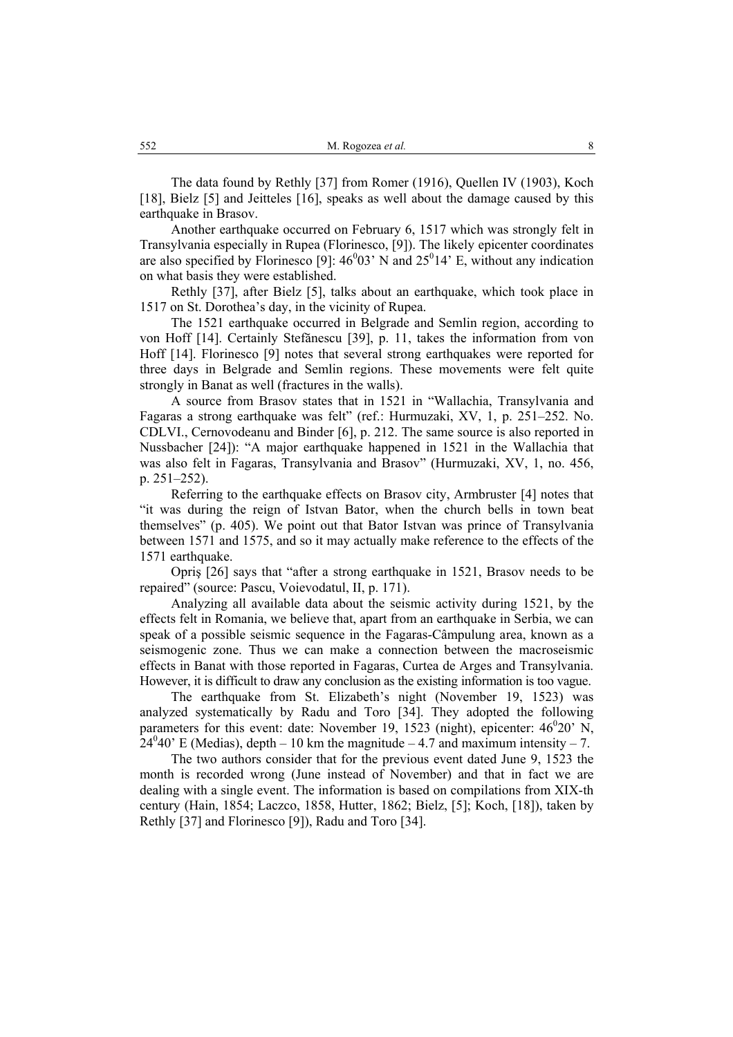The data found by Rethly [37] from Romer (1916), Quellen IV (1903), Koch [18], Bielz [5] and Jeitteles [16], speaks as well about the damage caused by this earthquake in Brasov.

Another earthquake occurred on February 6, 1517 which was strongly felt in Transylvania especially in Rupea (Florinesco, [9]). The likely epicenter coordinates are also specified by Florinesco [9]: $46^0 03'$ N and $25^0 14'$ E, without any indication on what basis they were established.

Rethly [37], after Bielz [5], talks about an earthquake, which took place in 1517 on St. Dorothea's day, in the vicinity of Rupea.

The 1521 earthquake occurred in Belgrade and Semlin region, according to von Hoff [14]. Certainly Stefănescu [39], p. 11, takes the information from von Hoff [14]. Florinesco [9] notes that several strong earthquakes were reported for three days in Belgrade and Semlin regions. These movements were felt quite strongly in Banat as well (fractures in the walls).

A source from Brasov states that in 1521 in "Wallachia, Transylvania and Fagaras a strong earthquake was felt" (ref.: Hurmuzaki, XV, 1, p. 251–252. No. CDLVI., Cernovodeanu and Binder [6], p. 212. The same source is also reported in Nussbacher [24]): "A major earthquake happened in 1521 in the Wallachia that was also felt in Fagaras, Transylvania and Brasov" (Hurmuzaki, XV, 1, no. 456, p. 251–252).

Referring to the earthquake effects on Brasov city, Armbruster [4] notes that "it was during the reign of Istvan Bator, when the church bells in town beat themselves" (p. 405). We point out that Bator Istvan was prince of Transylvania between 1571 and 1575, and so it may actually make reference to the effects of the 1571 earthquake.

Opriş [26] says that "after a strong earthquake in 1521, Brasov needs to be repaired" (source: Pascu, Voievodatul, II, p. 171).

Analyzing all available data about the seismic activity during 1521, by the effects felt in Romania, we believe that, apart from an earthquake in Serbia, we can speak of a possible seismic sequence in the Fagaras-Câmpulung area, known as a seismogenic zone. Thus we can make a connection between the macroseismic effects in Banat with those reported in Fagaras, Curtea de Arges and Transylvania. However, it is difficult to draw any conclusion as the existing information is too vague.

The earthquake from St. Elizabeth's night (November 19, 1523) was analyzed systematically by Radu and Toro [34]. They adopted the following parameters for this event: date: November 19, 1523 (night), epicenter: $46^0 20'$ N, $24^0 40'$ E (Medias), depth – 10 km the magnitude – 4.7 and maximum intensity – 7.

The two authors consider that for the previous event dated June 9, 1523 the month is recorded wrong (June instead of November) and that in fact we are dealing with a single event. The information is based on compilations from XIX-th century (Hain, 1854; Laczco, 1858, Hutter, 1862; Bielz, [5]; Koch, [18]), taken by Rethly [37] and Florinesco [9]), Radu and Toro [34].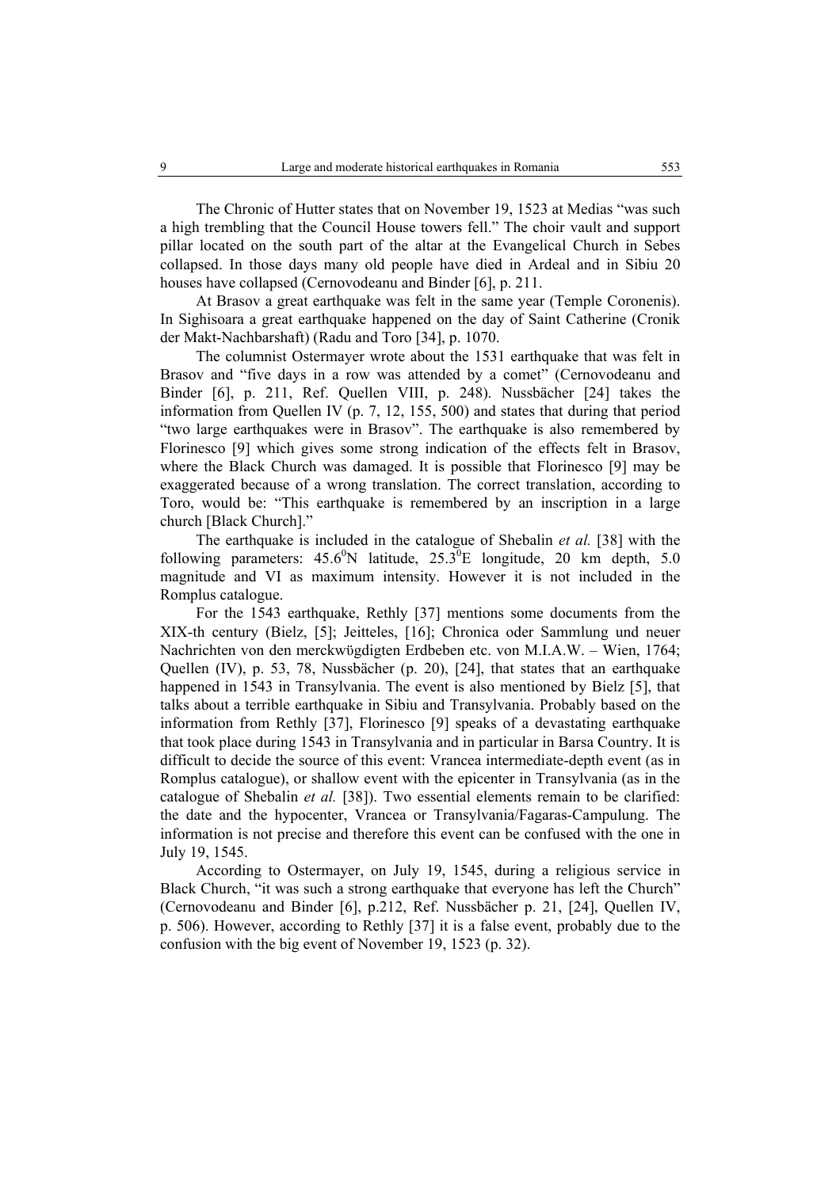The Chronic of Hutter states that on November 19, 1523 at Medias "was such a high trembling that the Council House towers fell." The choir vault and support pillar located on the south part of the altar at the Evangelical Church in Sebes collapsed. In those days many old people have died in Ardeal and in Sibiu 20 houses have collapsed (Cernovodeanu and Binder [6], p. 211.

At Brasov a great earthquake was felt in the same year (Temple Coronenis). In Sighisoara a great earthquake happened on the day of Saint Catherine (Cronik der Makt-Nachbarshaft) (Radu and Toro [34], p. 1070.

The columnist Ostermayer wrote about the 1531 earthquake that was felt in Brasov and "five days in a row was attended by a comet" (Cernovodeanu and Binder [6], p. 211, Ref. Quellen VIII, p. 248). Nussbächer [24] takes the information from Quellen IV (p. 7, 12, 155, 500) and states that during that period "two large earthquakes were in Brasov". The earthquake is also remembered by Florinesco [9] which gives some strong indication of the effects felt in Brasov, where the Black Church was damaged. It is possible that Florinesco [9] may be exaggerated because of a wrong translation. The correct translation, according to Toro, would be: "This earthquake is remembered by an inscription in a large church [Black Church]."

The earthquake is included in the catalogue of Shebalin *et al.* [38] with the following parameters: $45.6^0$N latitude, $25.3^0$E longitude, 20 km depth, 5.0 magnitude and VI as maximum intensity. However it is not included in the Romplus catalogue.

For the 1543 earthquake, Rethly [37] mentions some documents from the XIX-th century (Bielz, [5]; Jeitteles, [16]; Chronica oder Sammlung und neuer Nachrichten von den merckwügdigten Erdbeben etc. von M.I.A.W. – Wien, 1764; Quellen (IV), p. 53, 78, Nussbächer (p. 20), [24], that states that an earthquake happened in 1543 in Transylvania. The event is also mentioned by Bielz [5], that talks about a terrible earthquake in Sibiu and Transylvania. Probably based on the information from Rethly [37], Florinesco [9] speaks of a devastating earthquake that took place during 1543 in Transylvania and in particular in Barsa Country. It is difficult to decide the source of this event: Vrancea intermediate-depth event (as in Romplus catalogue), or shallow event with the epicenter in Transylvania (as in the catalogue of Shebalin *et al.* [38]). Two essential elements remain to be clarified: the date and the hypocenter, Vrancea or Transylvania/Fagaras-Campulung. The information is not precise and therefore this event can be confused with the one in July 19, 1545.

According to Ostermayer, on July 19, 1545, during a religious service in Black Church, "it was such a strong earthquake that everyone has left the Church" (Cernovodeanu and Binder [6], p.212, Ref. Nussbächer p. 21, [24], Quellen IV, p. 506). However, according to Rethly [37] it is a false event, probably due to the confusion with the big event of November 19, 1523 (p. 32).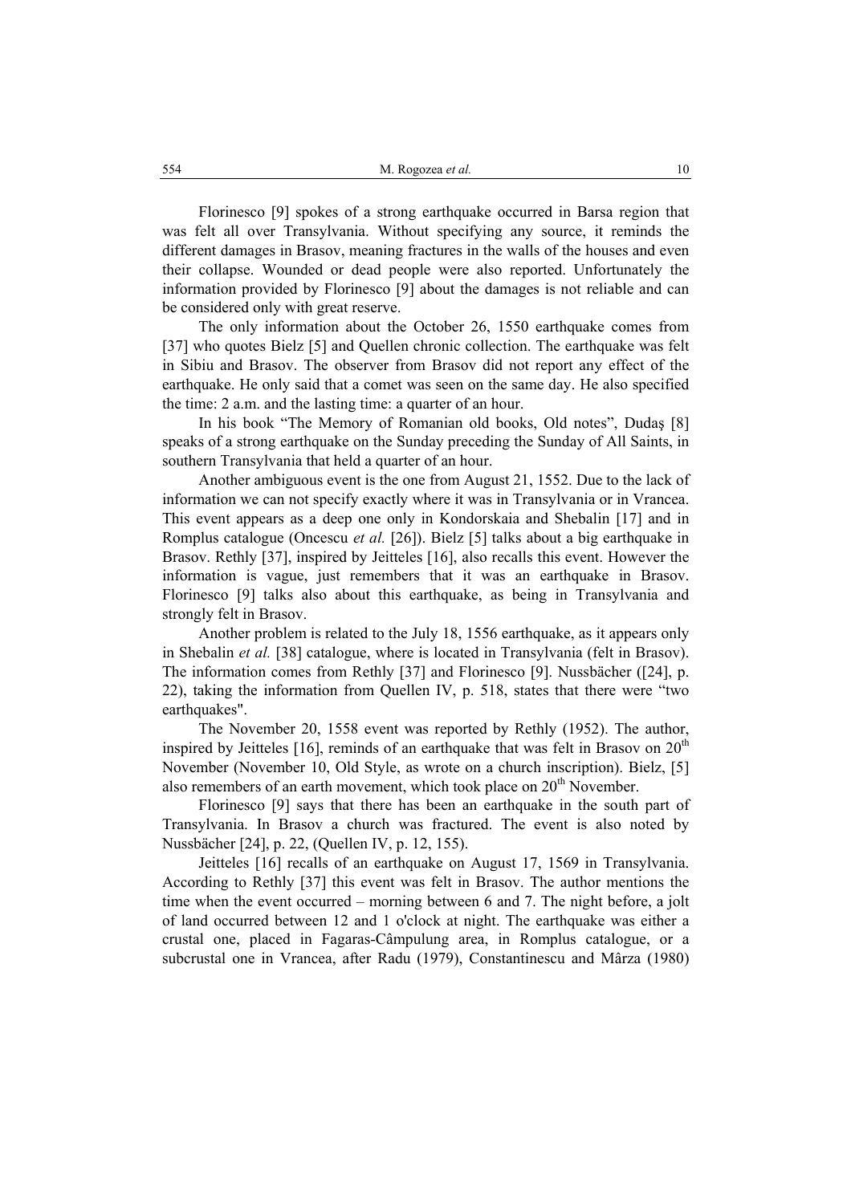Florinesco [9] spokes of a strong earthquake occurred in Barsa region that was felt all over Transylvania. Without specifying any source, it reminds the different damages in Brasov, meaning fractures in the walls of the houses and even their collapse. Wounded or dead people were also reported. Unfortunately the information provided by Florinesco [9] about the damages is not reliable and can be considered only with great reserve.

The only information about the October 26, 1550 earthquake comes from [37] who quotes Bielz [5] and Quellen chronic collection. The earthquake was felt in Sibiu and Brasov. The observer from Brasov did not report any effect of the earthquake. He only said that a comet was seen on the same day. He also specified the time: 2 a.m. and the lasting time: a quarter of an hour.

In his book "The Memory of Romanian old books, Old notes", Dudaş [8] speaks of a strong earthquake on the Sunday preceding the Sunday of All Saints, in southern Transylvania that held a quarter of an hour.

Another ambiguous event is the one from August 21, 1552. Due to the lack of information we can not specify exactly where it was in Transylvania or in Vrancea. This event appears as a deep one only in Kondorskaia and Shebalin [17] and in Romplus catalogue (Oncescu *et al.* [26]). Bielz [5] talks about a big earthquake in Brasov. Rethly [37], inspired by Jeitteles [16], also recalls this event. However the information is vague, just remembers that it was an earthquake in Brasov. Florinesco [9] talks also about this earthquake, as being in Transylvania and strongly felt in Brasov.

Another problem is related to the July 18, 1556 earthquake, as it appears only in Shebalin *et al.* [38] catalogue, where is located in Transylvania (felt in Brasov). The information comes from Rethly [37] and Florinesco [9]. Nussbächer ([24], p. 22), taking the information from Quellen IV, p. 518, states that there were "two earthquakes".

The November 20, 1558 event was reported by Rethly (1952). The author, inspired by Jeitteles [16], reminds of an earthquake that was felt in Brasov on 20th November (November 10, Old Style, as wrote on a church inscription). Bielz, [5] also remembers of an earth movement, which took place on 20th November.

Florinesco [9] says that there has been an earthquake in the south part of Transylvania. In Brasov a church was fractured. The event is also noted by Nussbächer [24], p. 22, (Quellen IV, p. 12, 155).

Jeitteles [16] recalls of an earthquake on August 17, 1569 in Transylvania. According to Rethly [37] this event was felt in Brasov. The author mentions the time when the event occurred – morning between 6 and 7. The night before, a jolt of land occurred between 12 and 1 o'clock at night. The earthquake was either a crustal one, placed in Fagaras-Câmpulung area, in Romplus catalogue, or a subcrustal one in Vrancea, after Radu (1979), Constantinescu and Mârza (1980)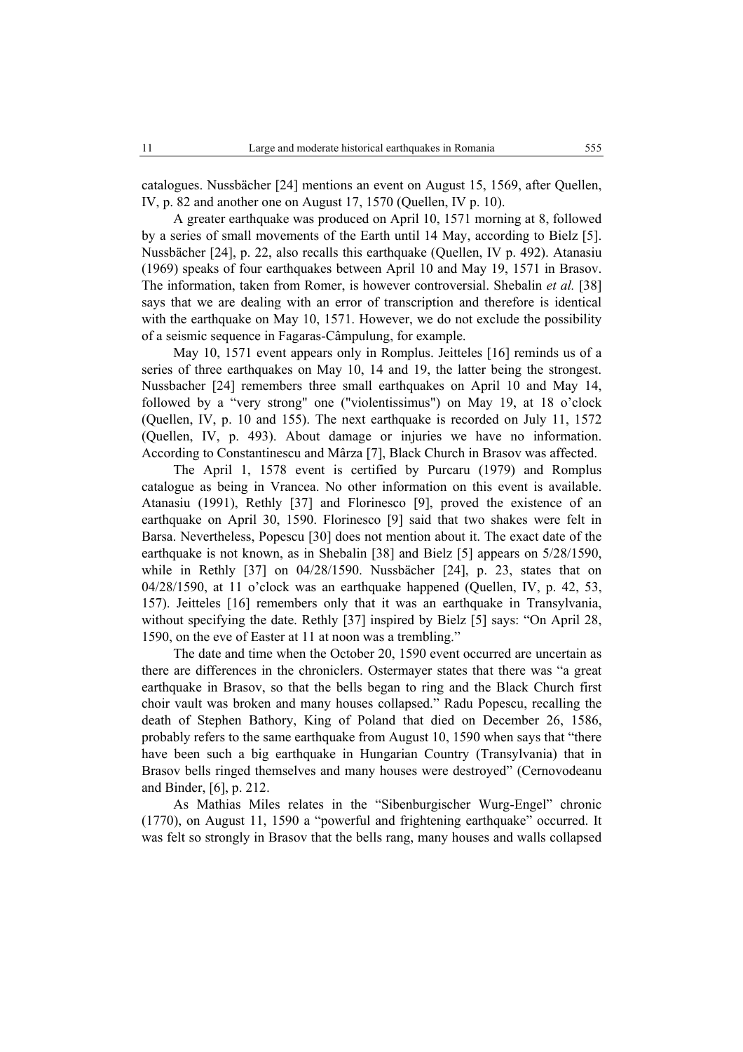catalogues. Nussbächer [24] mentions an event on August 15, 1569, after Quellen, IV, p. 82 and another one on August 17, 1570 (Quellen, IV p. 10).

A greater earthquake was produced on April 10, 1571 morning at 8, followed by a series of small movements of the Earth until 14 May, according to Bielz [5]. Nussbächer [24], p. 22, also recalls this earthquake (Quellen, IV p. 492). Atanasiu (1969) speaks of four earthquakes between April 10 and May 19, 1571 in Brasov. The information, taken from Romer, is however controversial. Shebalin *et al.* [38] says that we are dealing with an error of transcription and therefore is identical with the earthquake on May 10, 1571. However, we do not exclude the possibility of a seismic sequence in Fagaras-Câmpulung, for example.

May 10, 1571 event appears only in Romplus. Jeitteles [16] reminds us of a series of three earthquakes on May 10, 14 and 19, the latter being the strongest. Nussbacher [24] remembers three small earthquakes on April 10 and May 14, followed by a "very strong" one ("violentissimus") on May 19, at 18 o'clock (Quellen, IV, p. 10 and 155). The next earthquake is recorded on July 11, 1572 (Quellen, IV, p. 493). About damage or injuries we have no information. According to Constantinescu and Mârza [7], Black Church in Brasov was affected.

The April 1, 1578 event is certified by Purcaru (1979) and Romplus catalogue as being in Vrancea. No other information on this event is available. Atanasiu (1991), Rethly [37] and Florinesco [9], proved the existence of an earthquake on April 30, 1590. Florinesco [9] said that two shakes were felt in Barsa. Nevertheless, Popescu [30] does not mention about it. The exact date of the earthquake is not known, as in Shebalin [38] and Bielz [5] appears on 5/28/1590, while in Rethly [37] on 04/28/1590. Nussbächer [24], p. 23, states that on 04/28/1590, at 11 o'clock was an earthquake happened (Quellen, IV, p. 42, 53, 157). Jeitteles [16] remembers only that it was an earthquake in Transylvania, without specifying the date. Rethly [37] inspired by Bielz [5] says: "On April 28, 1590, on the eve of Easter at 11 at noon was a trembling."

The date and time when the October 20, 1590 event occurred are uncertain as there are differences in the chroniclers. Ostermayer states that there was "a great earthquake in Brasov, so that the bells began to ring and the Black Church first choir vault was broken and many houses collapsed." Radu Popescu, recalling the death of Stephen Bathory, King of Poland that died on December 26, 1586, probably refers to the same earthquake from August 10, 1590 when says that "there have been such a big earthquake in Hungarian Country (Transylvania) that in Brasov bells ringed themselves and many houses were destroyed" (Cernovodeanu and Binder, [6], p. 212.

As Mathias Miles relates in the "Sibenburgischer Wurg-Engel" chronic (1770), on August 11, 1590 a "powerful and frightening earthquake" occurred. It was felt so strongly in Brasov that the bells rang, many houses and walls collapsed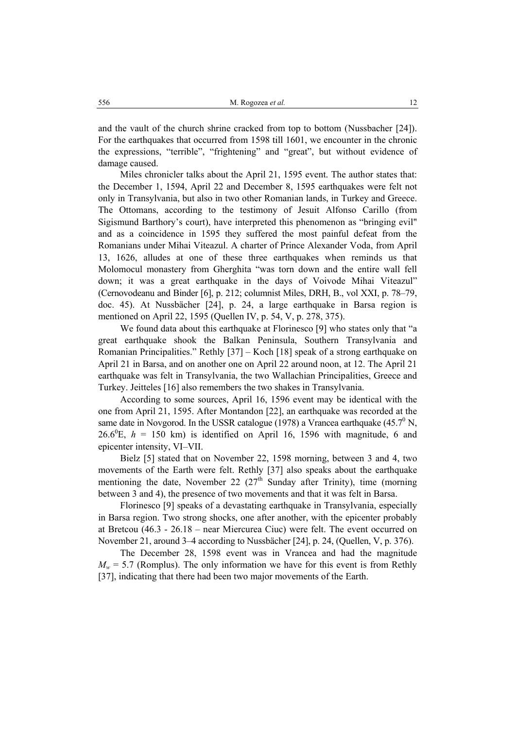and the vault of the church shrine cracked from top to bottom (Nussbacher [24]). For the earthquakes that occurred from 1598 till 1601, we encounter in the chronic the expressions, "terrible", "frightening" and "great", but without evidence of damage caused.

Miles chronicler talks about the April 21, 1595 event. The author states that: the December 1, 1594, April 22 and December 8, 1595 earthquakes were felt not only in Transylvania, but also in two other Romanian lands, in Turkey and Greece. The Ottomans, according to the testimony of Jesuit Alfonso Carillo (from Sigismund Barthory's court), have interpreted this phenomenon as "bringing evil" and as a coincidence in 1595 they suffered the most painful defeat from the Romanians under Mihai Viteazul. A charter of Prince Alexander Voda, from April 13, 1626, alludes at one of these three earthquakes when reminds us that Molomocul monastery from Gherghita "was torn down and the entire wall fell down; it was a great earthquake in the days of Voivode Mihai Viteazul" (Cernovodeanu and Binder [6], p. 212; columnist Miles, DRH, B., vol XXI, p. 78–79, doc. 45). At Nussbächer [24], p. 24, a large earthquake in Barsa region is mentioned on April 22, 1595 (Quellen IV, p. 54, V, p. 278, 375).

We found data about this earthquake at Florinesco [9] who states only that "a great earthquake shook the Balkan Peninsula, Southern Transylvania and Romanian Principalities." Rethly [37] – Koch [18] speak of a strong earthquake on April 21 in Barsa, and on another one on April 22 around noon, at 12. The April 21 earthquake was felt in Transylvania, the two Wallachian Principalities, Greece and Turkey. Jeitteles [16] also remembers the two shakes in Transylvania.

According to some sources, April 16, 1596 event may be identical with the one from April 21, 1595. After Montandon [22], an earthquake was recorded at the same date in Novgorod. In the USSR catalogue (1978) a Vrancea earthquake ($45.7^0$ N, $26.6^0$E, $h$ = 150 km) is identified on April 16, 1596 with magnitude, 6 and epicenter intensity, VI–VII.

Bielz [5] stated that on November 22, 1598 morning, between 3 and 4, two movements of the Earth were felt. Rethly [37] also speaks about the earthquake mentioning the date, November 22 (27$^{th}$ Sunday after Trinity), time (morning between 3 and 4), the presence of two movements and that it was felt in Barsa.

Florinesco [9] speaks of a devastating earthquake in Transylvania, especially in Barsa region. Two strong shocks, one after another, with the epicenter probably at Bretcou (46.3 - 26.18 – near Miercurea Ciuc) were felt. The event occurred on November 21, around 3–4 according to Nussbächer [24], p. 24, (Quellen, V, p. 376).

The December 28, 1598 event was in Vrancea and had the magnitude $M_w$ = 5.7 (Romplus). The only information we have for this event is from Rethly [37], indicating that there had been two major movements of the Earth.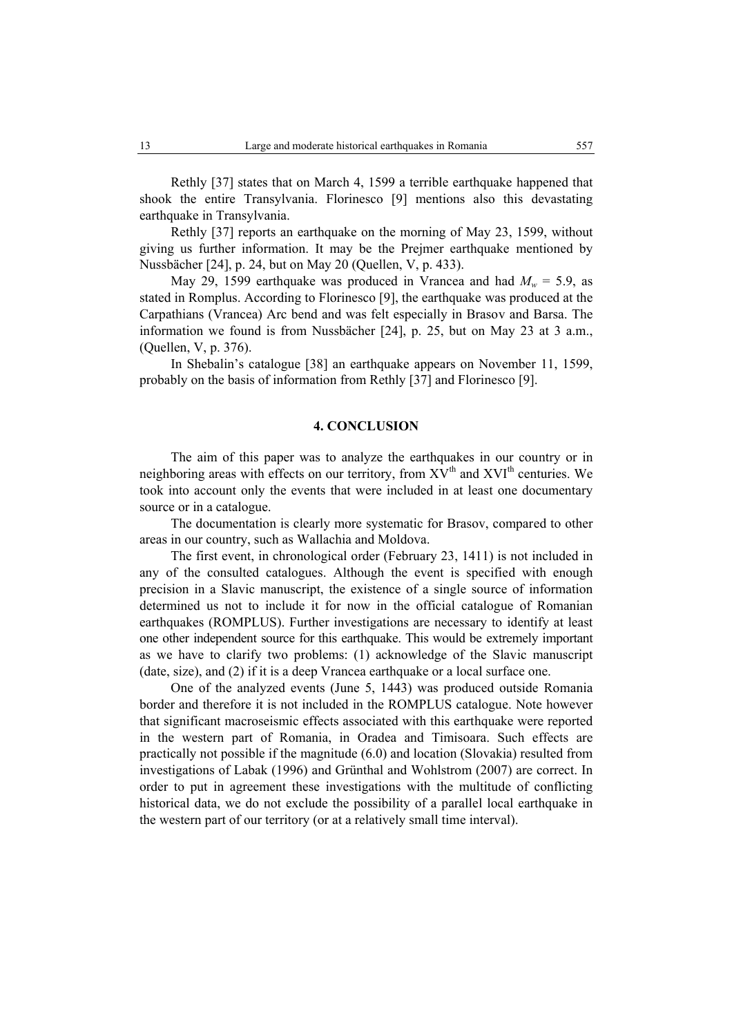Rethly [37] states that on March 4, 1599 a terrible earthquake happened that shook the entire Transylvania. Florinesco [9] mentions also this devastating earthquake in Transylvania.

Rethly [37] reports an earthquake on the morning of May 23, 1599, without giving us further information. It may be the Prejmer earthquake mentioned by Nussbächer [24], p. 24, but on May 20 (Quellen, V, p. 433).

May 29, 1599 earthquake was produced in Vrancea and had $M_w$ = 5.9, as stated in Romplus. According to Florinesco [9], the earthquake was produced at the Carpathians (Vrancea) Arc bend and was felt especially in Brasov and Barsa. The information we found is from Nussbächer [24], p. 25, but on May 23 at 3 a.m., (Quellen, V, p. 376).

In Shebalin's catalogue [38] an earthquake appears on November 11, 1599, probably on the basis of information from Rethly [37] and Florinesco [9].

## 4. CONCLUSION

The aim of this paper was to analyze the earthquakes in our country or in neighboring areas with effects on our territory, from XV$^{th}$ and XVI$^{th}$ centuries. We took into account only the events that were included in at least one documentary source or in a catalogue.

The documentation is clearly more systematic for Brasov, compared to other areas in our country, such as Wallachia and Moldova.

The first event, in chronological order (February 23, 1411) is not included in any of the consulted catalogues. Although the event is specified with enough precision in a Slavic manuscript, the existence of a single source of information determined us not to include it for now in the official catalogue of Romanian earthquakes (ROMPLUS). Further investigations are necessary to identify at least one other independent source for this earthquake. This would be extremely important as we have to clarify two problems: (1) acknowledge of the Slavic manuscript (date, size), and (2) if it is a deep Vrancea earthquake or a local surface one.

One of the analyzed events (June 5, 1443) was produced outside Romania border and therefore it is not included in the ROMPLUS catalogue. Note however that significant macroseismic effects associated with this earthquake were reported in the western part of Romania, in Oradea and Timisoara. Such effects are practically not possible if the magnitude (6.0) and location (Slovakia) resulted from investigations of Labak (1996) and Grünthal and Wohlstrom (2007) are correct. In order to put in agreement these investigations with the multitude of conflicting historical data, we do not exclude the possibility of a parallel local earthquake in the western part of our territory (or at a relatively small time interval).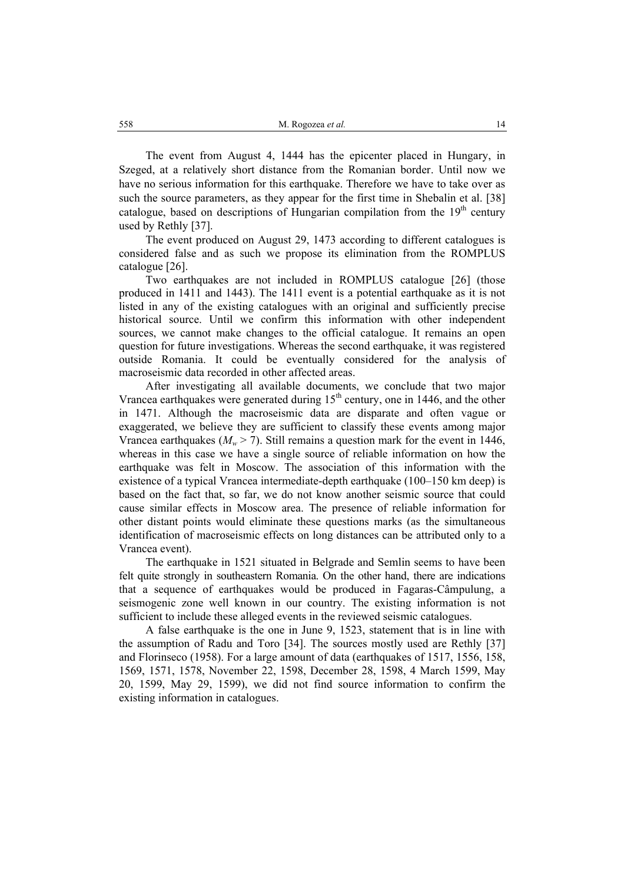The event from August 4, 1444 has the epicenter placed in Hungary, in Szeged, at a relatively short distance from the Romanian border. Until now we have no serious information for this earthquake. Therefore we have to take over as such the source parameters, as they appear for the first time in Shebalin et al. [38] catalogue, based on descriptions of Hungarian compilation from the 19th century used by Rethly [37].

The event produced on August 29, 1473 according to different catalogues is considered false and as such we propose its elimination from the ROMPLUS catalogue [26].

Two earthquakes are not included in ROMPLUS catalogue [26] (those produced in 1411 and 1443). The 1411 event is a potential earthquake as it is not listed in any of the existing catalogues with an original and sufficiently precise historical source. Until we confirm this information with other independent sources, we cannot make changes to the official catalogue. It remains an open question for future investigations. Whereas the second earthquake, it was registered outside Romania. It could be eventually considered for the analysis of macroseismic data recorded in other affected areas.

After investigating all available documents, we conclude that two major Vrancea earthquakes were generated during 15th century, one in 1446, and the other in 1471. Although the macroseismic data are disparate and often vague or exaggerated, we believe they are sufficient to classify these events among major Vrancea earthquakes ($M_w > 7$). Still remains a question mark for the event in 1446, whereas in this case we have a single source of reliable information on how the earthquake was felt in Moscow. The association of this information with the existence of a typical Vrancea intermediate-depth earthquake (100–150 km deep) is based on the fact that, so far, we do not know another seismic source that could cause similar effects in Moscow area. The presence of reliable information for other distant points would eliminate these questions marks (as the simultaneous identification of macroseismic effects on long distances can be attributed only to a Vrancea event).

The earthquake in 1521 situated in Belgrade and Semlin seems to have been felt quite strongly in southeastern Romania. On the other hand, there are indications that a sequence of earthquakes would be produced in Fagaras-Câmpulung, a seismogenic zone well known in our country. The existing information is not sufficient to include these alleged events in the reviewed seismic catalogues.

A false earthquake is the one in June 9, 1523, statement that is in line with the assumption of Radu and Toro [34]. The sources mostly used are Rethly [37] and Florinseco (1958). For a large amount of data (earthquakes of 1517, 1556, 158, 1569, 1571, 1578, November 22, 1598, December 28, 1598, 4 March 1599, May 20, 1599, May 29, 1599), we did not find source information to confirm the existing information in catalogues.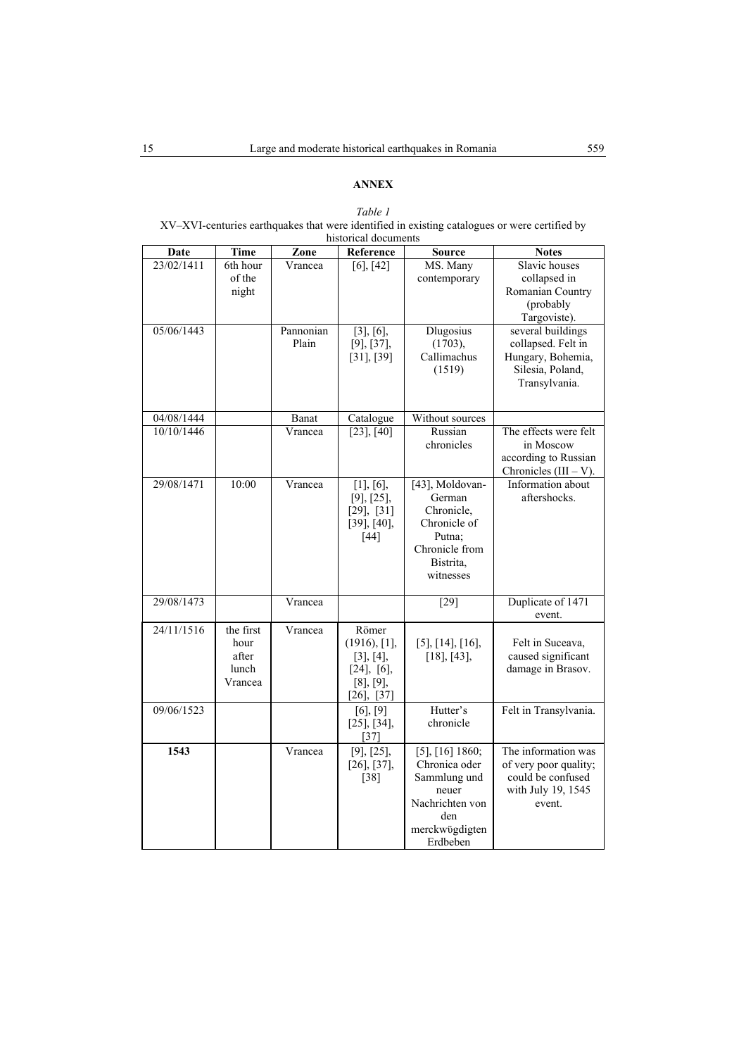**ANNEX**

*Table 1*

XV–XVI-centuries earthquakes that were identified in existing catalogues or were certified by historical documents

| Date | Time | Zone | Reference | Source | Notes |
|---|---|---|---|---|---|
| 23/02/1411 | 6th hour of the night | Vrancea | [6], [42] | MS. Many contemporary | Slavic houses collapsed in Romanian Country (probably Targoviste). |
| 05/06/1443 | | Pannonian Plain | [3], [6], [9], [37], [31], [39] | Dlugosius (1703), Callimachus (1519) | several buildings collapsed. Felt in Hungary, Bohemia, Silesia, Poland, Transylvania. |
| 04/08/1444 | | Banat | Catalogue | Without sources | |
| 10/10/1446 | | Vrancea | [23], [40] | Russian chronicles | The effects were felt in Moscow according to Russian Chronicles (III – V). |
| 29/08/1471 | 10:00 | Vrancea | [1], [6], [9], [25], [29], [31] [39], [40], [44] | [43], Moldovan-German Chronicle, Chronicle of Putna; Chronicle from Bistrita, witnesses | Information about aftershocks. |
| 29/08/1473 | | Vrancea | | [29] | Duplicate of 1471 event. |
| 24/11/1516 | the first hour after lunch Vrancea | Vrancea | Römer (1916), [1], [3], [4], [24], [6], [8], [9], [26], [37] | [5], [14], [16], [18], [43], | Felt in Suceava, caused significant damage in Brasov. |
| 09/06/1523 | | | [6], [9] [25], [34], [37] | Hutter's chronicle | Felt in Transylvania. |
| **1543** | | Vrancea | [9], [25], [26], [37], [38] | [5], [16] 1860; Chronica oder Sammlung und neuer Nachrichten von den merckwügdigten Erdbeben | The information was of very poor quality; could be confused with July 19, 1545 event. |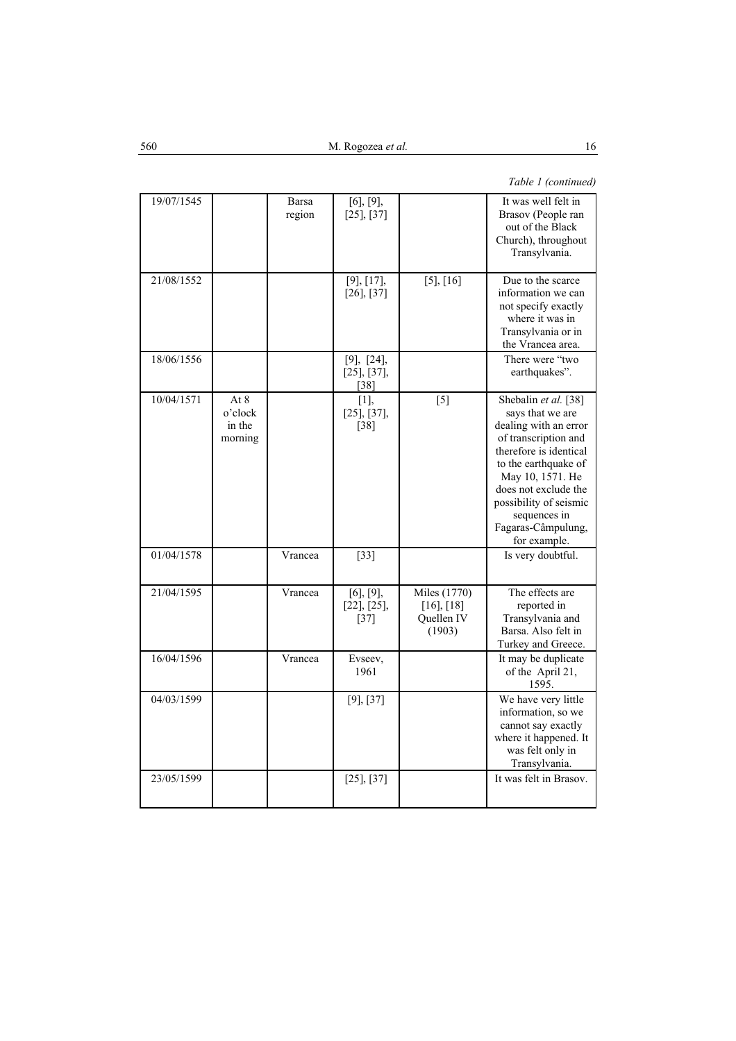*Table 1 (continued)*

| | | | | | |
|---|---|---|---|---|---|
| 19/07/1545 | | Barsa region | [6], [9], [25], [37] | | It was well felt in Brasov (People ran out of the Black Church), throughout Transylvania. |
| 21/08/1552 | | | [9], [17], [26], [37] | [5], [16] | Due to the scarce information we can not specify exactly where it was in Transylvania or in the Vrancea area. |
| 18/06/1556 | | | [9], [24], [25], [37], [38] | | There were "two earthquakes". |
| 10/04/1571 | At 8 o'clock in the morning | | [1], [25], [37], [38] | [5] | Shebalin *et al.* [38] says that we are dealing with an error of transcription and therefore is identical to the earthquake of May 10, 1571. He does not exclude the possibility of seismic sequences in Fagaras-Câmpulung, for example. |
| 01/04/1578 | | Vrancea | [33] | | Is very doubtful. |
| 21/04/1595 | | Vrancea | [6], [9], [22], [25], [37] | Miles (1770) [16], [18] Quellen IV (1903) | The effects are reported in Transylvania and Barsa. Also felt in Turkey and Greece. |
| 16/04/1596 | | Vrancea | Evseev, 1961 | | It may be duplicate of the April 21, 1595. |
| 04/03/1599 | | | [9], [37] | | We have very little information, so we cannot say exactly where it happened. It was felt only in Transylvania. |
| 23/05/1599 | | | [25], [37] | | It was felt in Brasov. |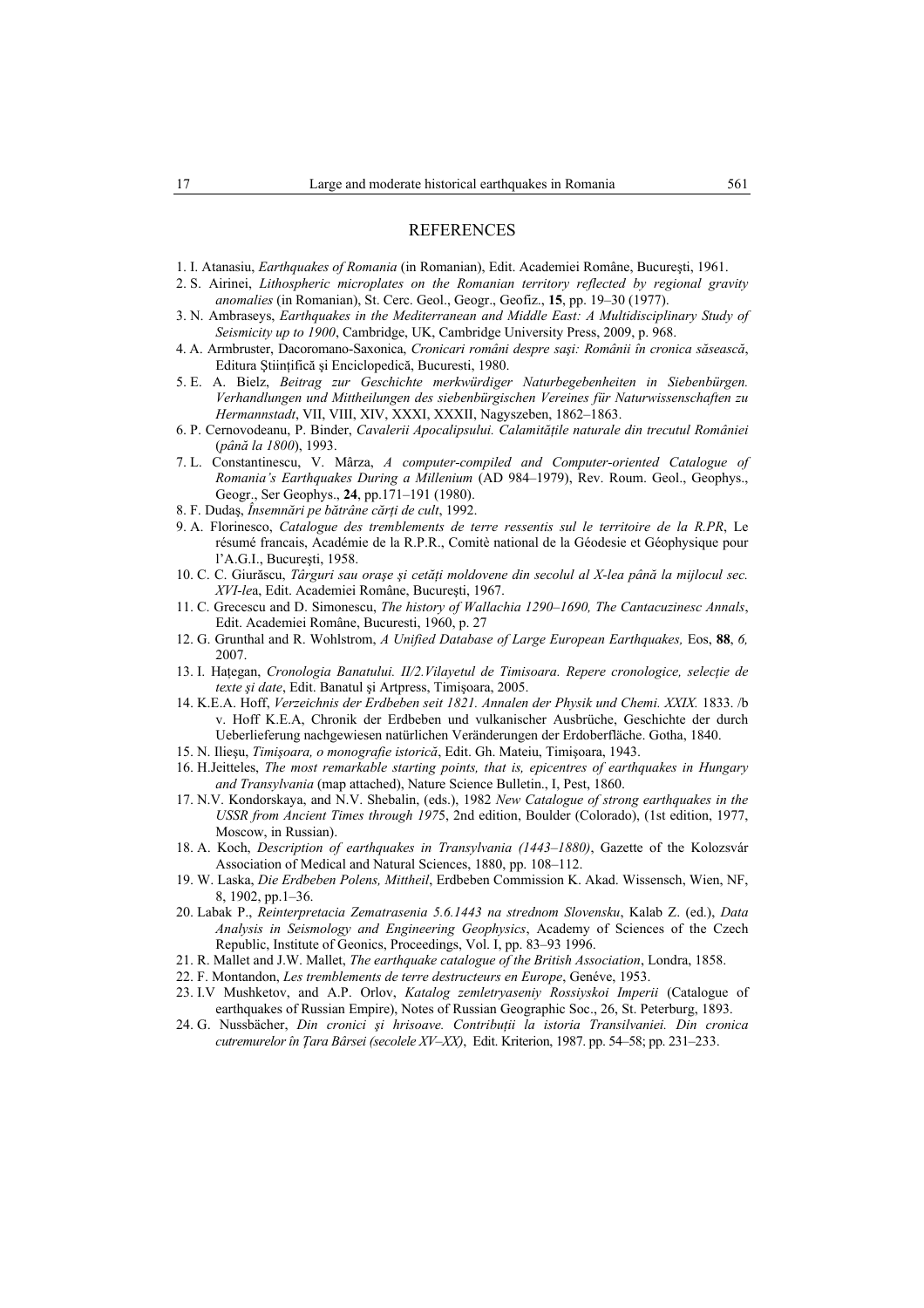## REFERENCES

1. I. Atanasiu, *Earthquakes of Romania* (in Romanian), Edit. Academiei Române, Bucureşti, 1961.
2. S. Airinei, *Lithospheric microplates on the Romanian territory reflected by regional gravity anomalies* (in Romanian), St. Cerc. Geol., Geogr., Geofiz., **15**, pp. 19–30 (1977).
3. N. Ambraseys, *Earthquakes in the Mediterranean and Middle East: A Multidisciplinary Study of Seismicity up to 1900*, Cambridge, UK, Cambridge University Press, 2009, p. 968.
4. A. Armbruster, Dacoromano-Saxonica, *Cronicari români despre saşi: Românii în cronica săsească*, Editura Ştiinţifică şi Enciclopedică, Bucuresti, 1980.
5. E. A. Bielz, *Beitrag zur Geschichte merkwürdiger Naturbegebenheiten in Siebenbürgen. Verhandlungen und Mittheilungen des siebenbürgischen Vereines für Naturwissenschaften zu Hermannstadt*, VII, VIII, XIV, XXXI, XXXII, Nagyszeben, 1862–1863.
6. P. Cernovodeanu, P. Binder, *Cavalerii Apocalipsului. Calamităţile naturale din trecutul României* (*până la 1800*), 1993.
7. L. Constantinescu, V. Mârza, *A computer-compiled and Computer-oriented Catalogue of Romania's Earthquakes During a Millenium* (AD 984–1979), Rev. Roum. Geol., Geophys., Geogr., Ser Geophys., **24**, pp.171–191 (1980).
8. F. Dudaş, *Însemnări pe bătrâne cărţi de cult*, 1992.
9. A. Florinesco, *Catalogue des tremblements de terre ressentis sul le territoire de la R.PR*, Le résumé francais, Académie de la R.P.R., Comitè national de la Géodesie et Géophysique pour l'A.G.I., Bucureşti, 1958.
10. C. C. Giurăscu, *Târguri sau oraşe şi cetăţi moldovene din secolul al X-lea până la mijlocul sec. XVI-le*a, Edit. Academiei Române, Bucureşti, 1967.
11. C. Grecescu and D. Simonescu, *The history of Wallachia 1290–1690, The Cantacuzinesc Annals*, Edit. Academiei Române, Bucuresti, 1960, p. 27
12. G. Grunthal and R. Wohlstrom, *A Unified Database of Large European Earthquakes,* Eos, **88**, *6,* 2007.
13. I. Haţegan, *Cronologia Banatului. II/2.Vilayetul de Timisoara. Repere cronologice, selecţie de texte şi date*, Edit. Banatul şi Artpress, Timişoara, 2005.
14. K.E.A. Hoff, *Verzeichnis der Erdbeben seit 1821. Annalen der Physik und Chemi. XXIX.* 1833. /b v. Hoff K.E.A, Chronik der Erdbeben und vulkanischer Ausbrüche, Geschichte der durch Ueberlieferung nachgewiesen natürlichen Veränderungen der Erdoberfläche. Gotha, 1840.
15. N. Ilieşu, *Timişoara, o monografie istorică*, Edit. Gh. Mateiu, Timişoara, 1943.
16. H.Jeitteles, *The most remarkable starting points, that is, epicentres of earthquakes in Hungary and Transylvania* (map attached), Nature Science Bulletin., I, Pest, 1860.
17. N.V. Kondorskaya, and N.V. Shebalin, (eds.), 1982 *New Catalogue of strong earthquakes in the USSR from Ancient Times through 197*5, 2nd edition, Boulder (Colorado), (1st edition, 1977, Moscow, in Russian).
18. A. Koch, *Description of earthquakes in Transylvania (1443–1880)*, Gazette of the Kolozsvár Association of Medical and Natural Sciences, 1880, pp. 108–112.
19. W. Laska, *Die Erdbeben Polens, Mittheil*, Erdbeben Commission K. Akad. Wissensch, Wien, NF, 8, 1902, pp.1–36.
20. Labak P., *Reinterpretacia Zematrasenia 5.6.1443 na strednom Slovensku*, Kalab Z. (ed.), *Data Analysis in Seismology and Engineering Geophysics*, Academy of Sciences of the Czech Republic, Institute of Geonics, Proceedings, Vol. I, pp. 83–93 1996.
21. R. Mallet and J.W. Mallet, *The earthquake catalogue of the British Association*, Londra, 1858.
22. F. Montandon, *Les tremblements de terre destructeurs en Europe*, Genéve, 1953.
23. I.V Mushketov, and A.P. Orlov, *Katalog zemletryaseniy Rossiyskoi Imperii* (Catalogue of earthquakes of Russian Empire), Notes of Russian Geographic Soc., 26, St. Peterburg, 1893.
24. G. Nussbächer, *Din cronici şi hrisoave. Contribuţii la istoria Transilvaniei. Din cronica cutremurelor în Ţara Bârsei (secolele XV–XX)*, Edit. Kriterion, 1987. pp. 54–58; pp. 231–233.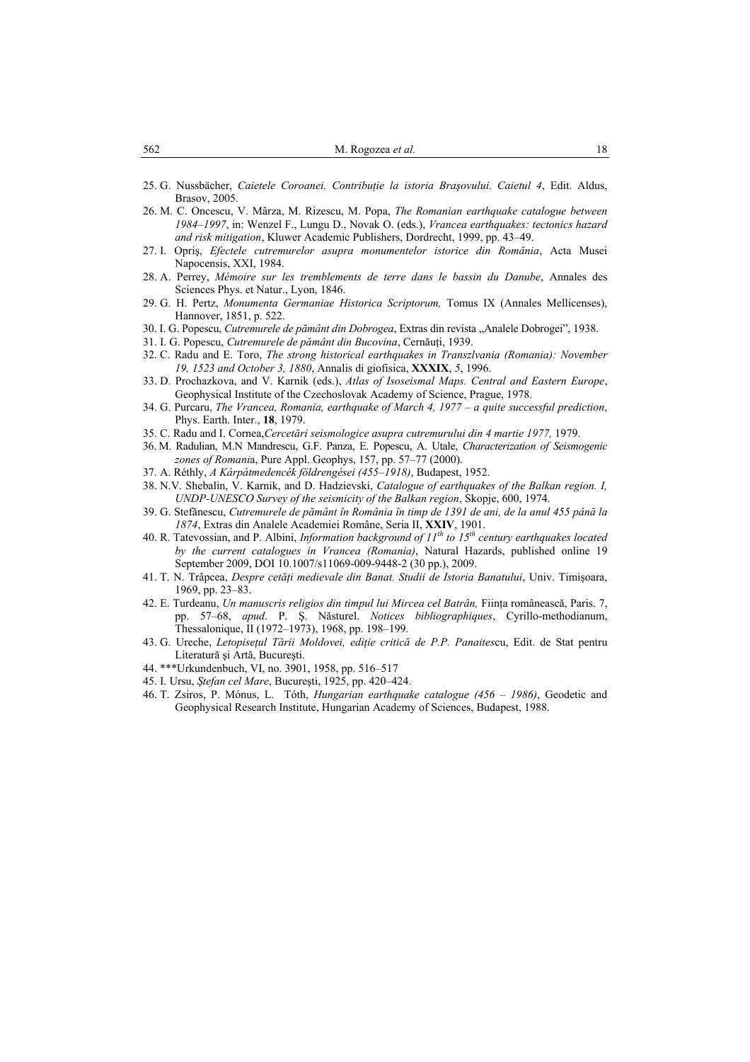25. G. Nussbächer, *Caietele Coroanei. Contribuţie la istoria Braşovului. Caietul 4*, Edit. Aldus, Brasov, 2005.
26. M. C. Oncescu, V. Mârza, M. Rizescu, M. Popa, *The Romanian earthquake catalogue between 1984–1997*, in: Wenzel F., Lungu D., Novak O. (eds.), *Vrancea earthquakes: tectonics hazard and risk mitigation*, Kluwer Academic Publishers, Dordrecht, 1999, pp. 43–49.
27. I. Opriş, *Efectele cutremurelor asupra monumentelor istorice din România*, Acta Musei Napocensis, XXI, 1984.
28. A. Perrey, *Mémoire sur les tremblements de terre dans le bassin du Danube*, Annales des Sciences Phys. et Natur., Lyon, 1846.
29. G. H. Pertz, *Monumenta Germaniae Historica Scriptorum,* Tomus IX (Annales Mellicenses), Hannover, 1851, p. 522.
30. I. G. Popescu, *Cutremurele de pământ din Dobrogea*, Extras din revista „Analele Dobrogei", 1938.
31. I. G. Popescu, *Cutremurele de pământ din Bucovina*, Cernăuţi, 1939.
32. C. Radu and E. Toro, *The strong historical earthquakes in Transzlvania (Romania): November 19, 1523 and October 3, 1880*, Annalis di giofisica, **XXXIX**, *5*, 1996.
33. D. Prochazkova, and V. Karnik (eds.), *Atlas of Isoseismal Maps. Central and Eastern Europe*, Geophysical Institute of the Czechoslovak Academy of Science, Prague, 1978.
34. G. Purcaru, *The Vrancea, Romania, earthquake of March 4, 1977 – a quite successful prediction*, Phys. Earth. Inter., **18**, 1979.
35. C. Radu and I. Cornea,*Cercetări seismologice asupra cutremurului din 4 martie 1977,* 1979.
36. M. Radulian, M.N Mandrescu, G.F. Panza, E. Popescu, A. Utale, *Characterization of Seismogenic zones of Romani*a, Pure Appl. Geophys, 157, pp. 57–77 (2000).
37. A. Réthly, *A Kárpátmedencék földrengései (455–1918)*, Budapest, 1952.
38. N.V. Shebalin, V. Karnik, and D. Hadzievski, *Catalogue of earthquakes of the Balkan region. I, UNDP-UNESCO Survey of the seismicity of the Balkan region*, Skopje, 600, 1974.
39. G. Stefănescu, *Cutremurele de pământ în România în timp de 1391 de ani, de la anul 455 până la 1874*, Extras din Analele Academiei Române, Seria II, **XXIV**, 1901.
40. R. Tatevossian, and P. Albini, *Information background of 11th to 15th century earthquakes located by the current catalogues in Vrancea (Romania)*, Natural Hazards, published online 19 September 2009, DOI 10.1007/s11069-009-9448-2 (30 pp.), 2009.
41. T. N. Trâpcea, *Despre cetăţi medievale din Banat. Studii de Istoria Banatului*, Univ. Timişoara, 1969, pp. 23–83.
42. E. Turdeanu, *Un manuscris religios din timpul lui Mircea cel Batrân,* Fiinţa românească, Paris. 7, pp. 57–68, *apud*. P. Ş. Năsturel. *Notices bibliographiques*, Cyrillo-methodianum, Thessalonique, II (1972–1973), 1968, pp. 198–199.
43. G. Ureche, *Letopiseţul Tării Moldovei, ediţie critică de P.P. Panaites*cu, Edit. de Stat pentru Literatură şi Artă, Bucureşti.
44. ***Urkundenbuch, VI, no. 3901, 1958, pp. 516–517
45. I. Ursu, *Ştefan cel Mare*, Bucureşti, 1925, pp. 420–424.
46. T. Zsiros, P. Mónus, L. Tóth, *Hungarian earthquake catalogue (456 – 1986)*, Geodetic and Geophysical Research Institute, Hungarian Academy of Sciences, Budapest, 1988.